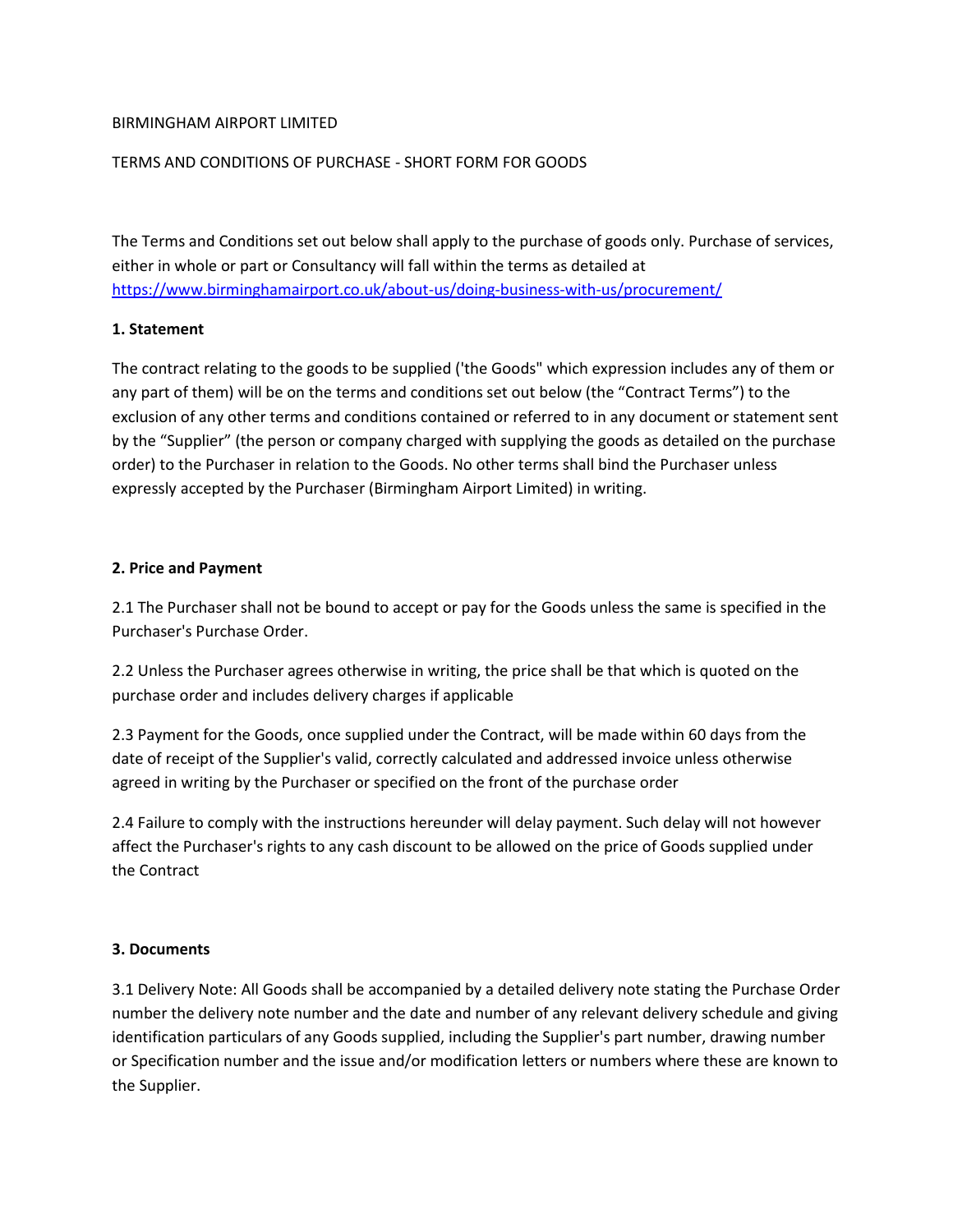BIRMINGHAM AIRPORT LIMITED

TERMS AND CONDITIONS OF PURCHASE - SHORT FORM FOR GOODS

The Terms and Conditions set out below shall apply to the purchase of goods only. Purchase of services, either in whole or part or Consultancy will fall within the terms as detailed at https://www.birminghamairport.co.uk/about-us/doing-business-with-us/procurement/

**1. Statement**

The contract relating to the goods to be supplied ('the Goods" which expression includes any of them or any part of them) will be on the terms and conditions set out below (the "Contract Terms") to the exclusion of any other terms and conditions contained or referred to in any document or statement sent by the "Supplier" (the person or company charged with supplying the goods as detailed on the purchase order) to the Purchaser in relation to the Goods. No other terms shall bind the Purchaser unless expressly accepted by the Purchaser (Birmingham Airport Limited) in writing.

**2. Price and Payment**

2.1 The Purchaser shall not be bound to accept or pay for the Goods unless the same is specified in the Purchaser's Purchase Order.

2.2 Unless the Purchaser agrees otherwise in writing, the price shall be that which is quoted on the purchase order and includes delivery charges if applicable

2.3 Payment for the Goods, once supplied under the Contract, will be made within 60 days from the date of receipt of the Supplier's valid, correctly calculated and addressed invoice unless otherwise agreed in writing by the Purchaser or specified on the front of the purchase order

2.4 Failure to comply with the instructions hereunder will delay payment. Such delay will not however affect the Purchaser's rights to any cash discount to be allowed on the price of Goods supplied under the Contract

**3. Documents**

3.1 Delivery Note: All Goods shall be accompanied by a detailed delivery note stating the Purchase Order number the delivery note number and the date and number of any relevant delivery schedule and giving identification particulars of any Goods supplied, including the Supplier's part number, drawing number or Specification number and the issue and/or modification letters or numbers where these are known to the Supplier.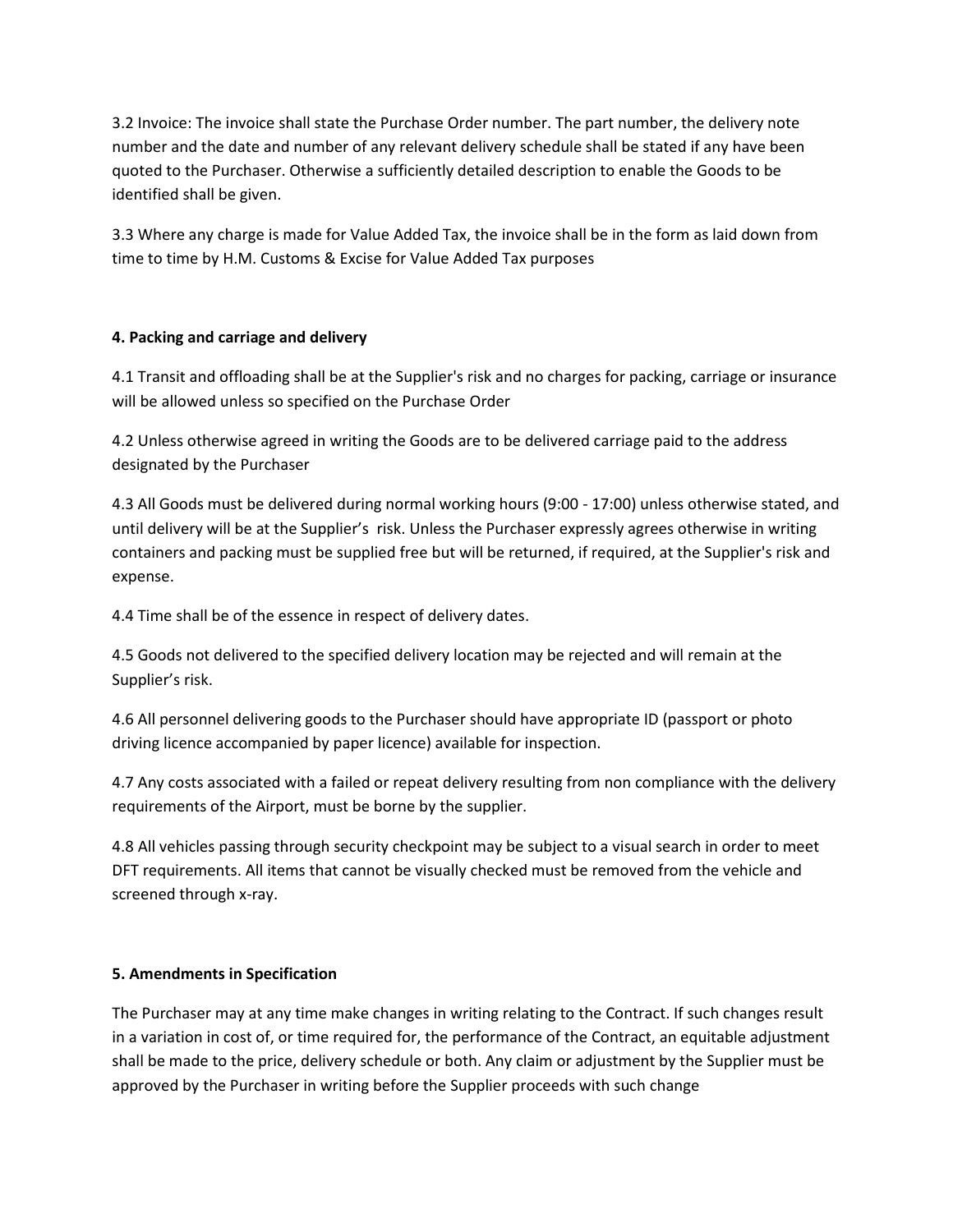3.2 Invoice: The invoice shall state the Purchase Order number. The part number, the delivery note number and the date and number of any relevant delivery schedule shall be stated if any have been quoted to the Purchaser. Otherwise a sufficiently detailed description to enable the Goods to be identified shall be given.

3.3 Where any charge is made for Value Added Tax, the invoice shall be in the form as laid down from time to time by H.M. Customs & Excise for Value Added Tax purposes

**4. Packing and carriage and delivery**

4.1 Transit and offloading shall be at the Supplier's risk and no charges for packing, carriage or insurance will be allowed unless so specified on the Purchase Order

4.2 Unless otherwise agreed in writing the Goods are to be delivered carriage paid to the address designated by the Purchaser

4.3 All Goods must be delivered during normal working hours (9:00 - 17:00) unless otherwise stated, and until delivery will be at the Supplier's risk. Unless the Purchaser expressly agrees otherwise in writing containers and packing must be supplied free but will be returned, if required, at the Supplier's risk and expense.

4.4 Time shall be of the essence in respect of delivery dates.

4.5 Goods not delivered to the specified delivery location may be rejected and will remain at the Supplier's risk.

4.6 All personnel delivering goods to the Purchaser should have appropriate ID (passport or photo driving licence accompanied by paper licence) available for inspection.

4.7 Any costs associated with a failed or repeat delivery resulting from non compliance with the delivery requirements of the Airport, must be borne by the supplier.

4.8 All vehicles passing through security checkpoint may be subject to a visual search in order to meet DFT requirements. All items that cannot be visually checked must be removed from the vehicle and screened through x-ray.

**5. Amendments in Specification**

The Purchaser may at any time make changes in writing relating to the Contract. If such changes result in a variation in cost of, or time required for, the performance of the Contract, an equitable adjustment shall be made to the price, delivery schedule or both. Any claim or adjustment by the Supplier must be approved by the Purchaser in writing before the Supplier proceeds with such change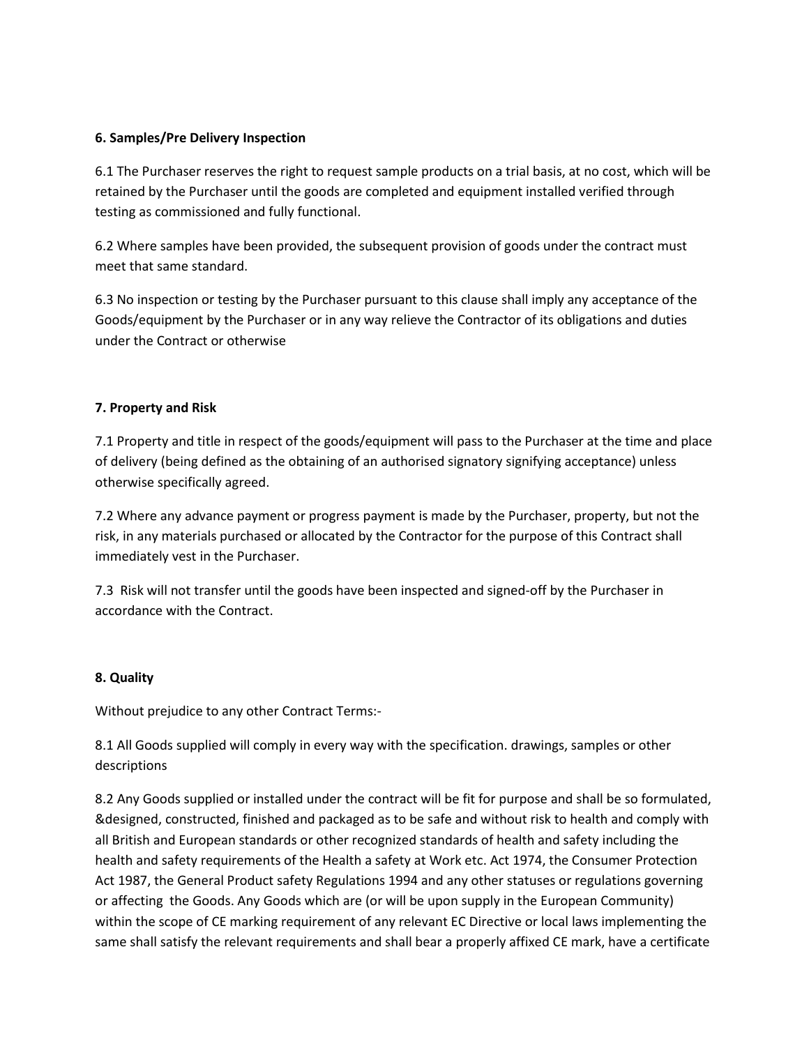**6. Samples/Pre Delivery Inspection**

6.1 The Purchaser reserves the right to request sample products on a trial basis, at no cost, which will be retained by the Purchaser until the goods are completed and equipment installed verified through testing as commissioned and fully functional.

6.2 Where samples have been provided, the subsequent provision of goods under the contract must meet that same standard.

6.3 No inspection or testing by the Purchaser pursuant to this clause shall imply any acceptance of the Goods/equipment by the Purchaser or in any way relieve the Contractor of its obligations and duties under the Contract or otherwise

**7. Property and Risk**

7.1 Property and title in respect of the goods/equipment will pass to the Purchaser at the time and place of delivery (being defined as the obtaining of an authorised signatory signifying acceptance) unless otherwise specifically agreed.

7.2 Where any advance payment or progress payment is made by the Purchaser, property, but not the risk, in any materials purchased or allocated by the Contractor for the purpose of this Contract shall immediately vest in the Purchaser.

7.3 Risk will not transfer until the goods have been inspected and signed-off by the Purchaser in accordance with the Contract.

**8. Quality**

Without prejudice to any other Contract Terms:-

8.1 All Goods supplied will comply in every way with the specification. drawings, samples or other descriptions

8.2 Any Goods supplied or installed under the contract will be fit for purpose and shall be so formulated, &designed, constructed, finished and packaged as to be safe and without risk to health and comply with all British and European standards or other recognized standards of health and safety including the health and safety requirements of the Health a safety at Work etc. Act 1974, the Consumer Protection Act 1987, the General Product safety Regulations 1994 and any other statuses or regulations governing or affecting the Goods. Any Goods which are (or will be upon supply in the European Community) within the scope of CE marking requirement of any relevant EC Directive or local laws implementing the same shall satisfy the relevant requirements and shall bear a properly affixed CE mark, have a certificate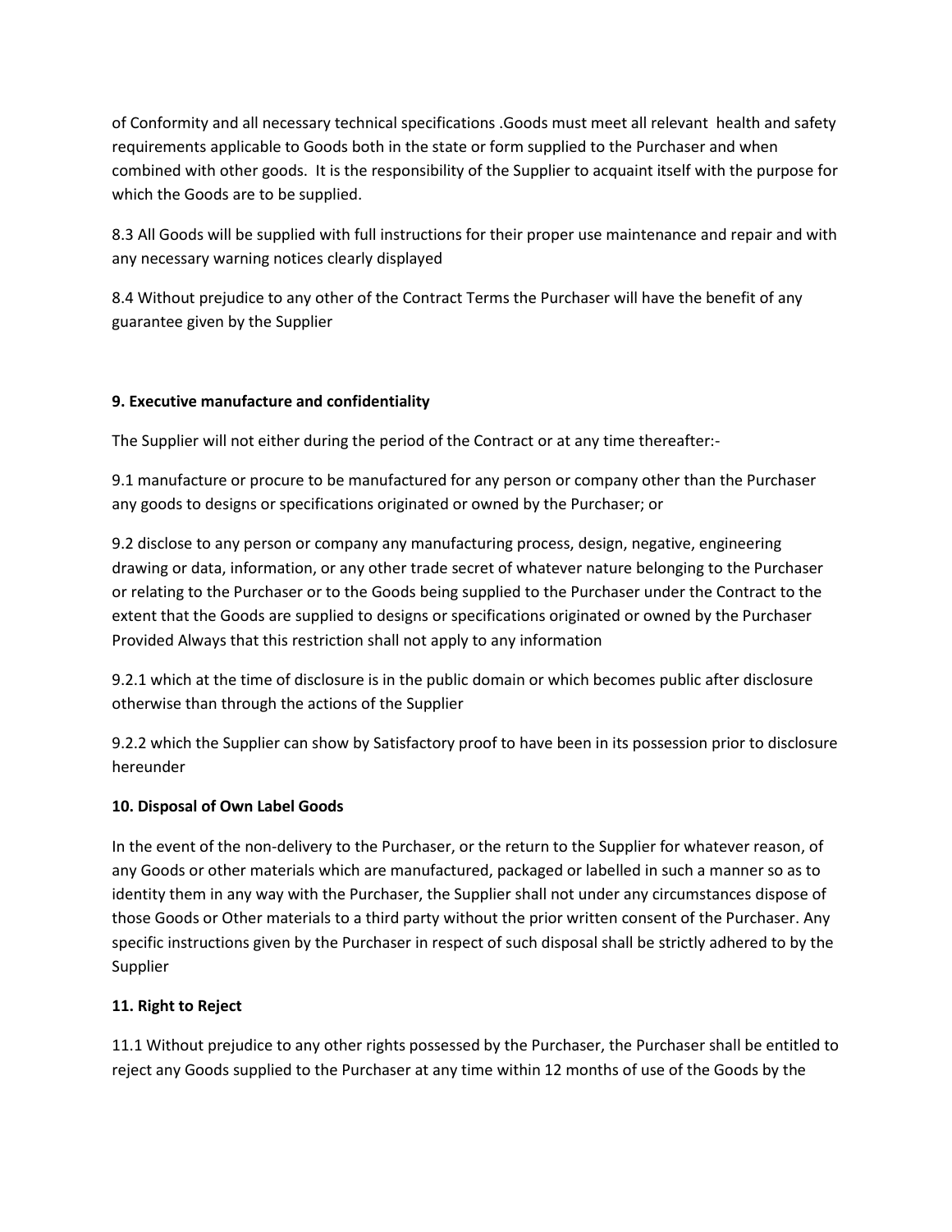of Conformity and all necessary technical specifications .Goods must meet all relevant health and safety requirements applicable to Goods both in the state or form supplied to the Purchaser and when combined with other goods. It is the responsibility of the Supplier to acquaint itself with the purpose for which the Goods are to be supplied.

8.3 All Goods will be supplied with full instructions for their proper use maintenance and repair and with any necessary warning notices clearly displayed

8.4 Without prejudice to any other of the Contract Terms the Purchaser will have the benefit of any guarantee given by the Supplier

**9. Executive manufacture and confidentiality**

The Supplier will not either during the period of the Contract or at any time thereafter:-

9.1 manufacture or procure to be manufactured for any person or company other than the Purchaser any goods to designs or specifications originated or owned by the Purchaser; or

9.2 disclose to any person or company any manufacturing process, design, negative, engineering drawing or data, information, or any other trade secret of whatever nature belonging to the Purchaser or relating to the Purchaser or to the Goods being supplied to the Purchaser under the Contract to the extent that the Goods are supplied to designs or specifications originated or owned by the Purchaser Provided Always that this restriction shall not apply to any information

9.2.1 which at the time of disclosure is in the public domain or which becomes public after disclosure otherwise than through the actions of the Supplier

9.2.2 which the Supplier can show by Satisfactory proof to have been in its possession prior to disclosure hereunder

**10. Disposal of Own Label Goods**

In the event of the non-delivery to the Purchaser, or the return to the Supplier for whatever reason, of any Goods or other materials which are manufactured, packaged or labelled in such a manner so as to identity them in any way with the Purchaser, the Supplier shall not under any circumstances dispose of those Goods or Other materials to a third party without the prior written consent of the Purchaser. Any specific instructions given by the Purchaser in respect of such disposal shall be strictly adhered to by the Supplier

**11. Right to Reject**

11.1 Without prejudice to any other rights possessed by the Purchaser, the Purchaser shall be entitled to reject any Goods supplied to the Purchaser at any time within 12 months of use of the Goods by the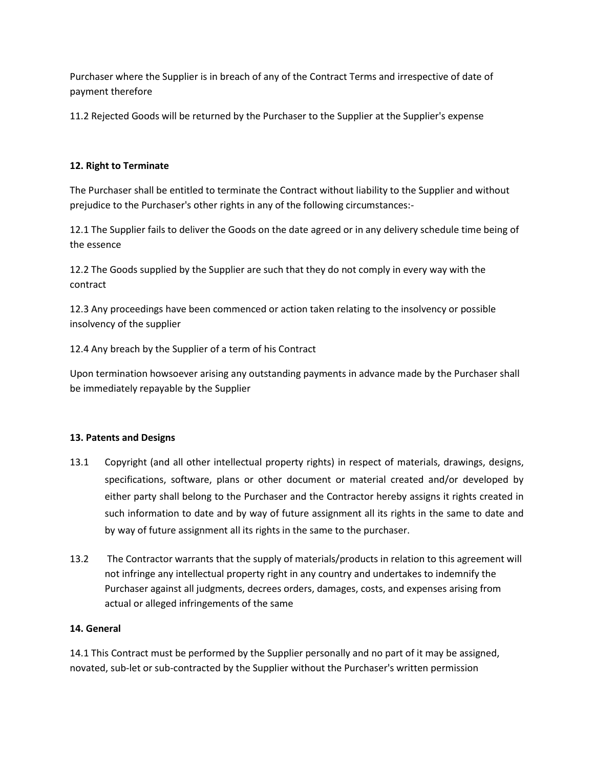Purchaser where the Supplier is in breach of any of the Contract Terms and irrespective of date of payment therefore

11.2 Rejected Goods will be returned by the Purchaser to the Supplier at the Supplier's expense

**12. Right to Terminate**

The Purchaser shall be entitled to terminate the Contract without liability to the Supplier and without prejudice to the Purchaser's other rights in any of the following circumstances:-

12.1 The Supplier fails to deliver the Goods on the date agreed or in any delivery schedule time being of the essence

12.2 The Goods supplied by the Supplier are such that they do not comply in every way with the contract

12.3 Any proceedings have been commenced or action taken relating to the insolvency or possible insolvency of the supplier

12.4 Any breach by the Supplier of a term of his Contract

Upon termination howsoever arising any outstanding payments in advance made by the Purchaser shall be immediately repayable by the Supplier

**13. Patents and Designs**

13.1 Copyright (and all other intellectual property rights) in respect of materials, drawings, designs, specifications, software, plans or other document or material created and/or developed by either party shall belong to the Purchaser and the Contractor hereby assigns it rights created in such information to date and by way of future assignment all its rights in the same to date and by way of future assignment all its rights in the same to the purchaser.

13.2 The Contractor warrants that the supply of materials/products in relation to this agreement will not infringe any intellectual property right in any country and undertakes to indemnify the Purchaser against all judgments, decrees orders, damages, costs, and expenses arising from actual or alleged infringements of the same

**14. General**

14.1 This Contract must be performed by the Supplier personally and no part of it may be assigned, novated, sub-let or sub-contracted by the Supplier without the Purchaser's written permission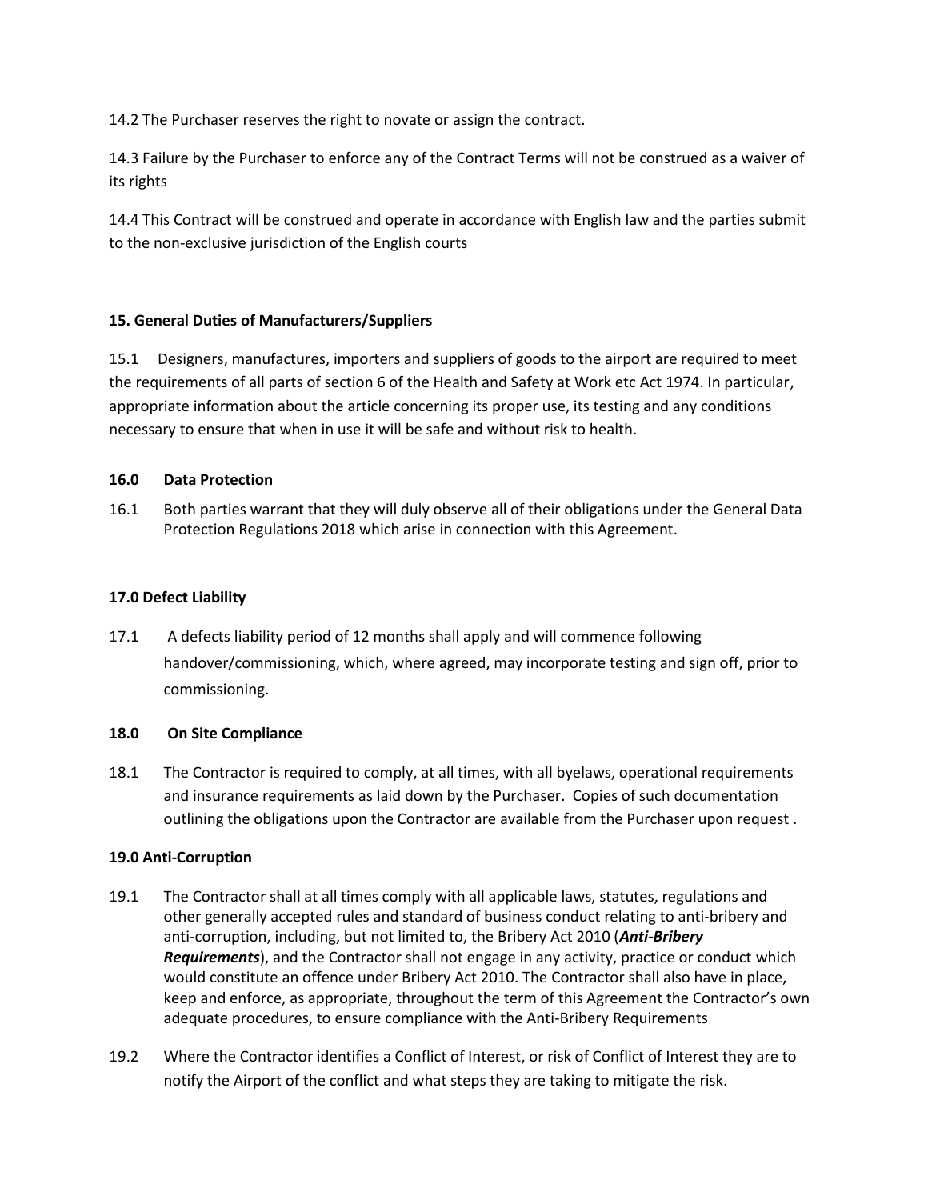14.2 The Purchaser reserves the right to novate or assign the contract.

14.3 Failure by the Purchaser to enforce any of the Contract Terms will not be construed as a waiver of its rights

14.4 This Contract will be construed and operate in accordance with English law and the parties submit to the non-exclusive jurisdiction of the English courts

**15. General Duties of Manufacturers/Suppliers**

15.1 Designers, manufactures, importers and suppliers of goods to the airport are required to meet the requirements of all parts of section 6 of the Health and Safety at Work etc Act 1974. In particular, appropriate information about the article concerning its proper use, its testing and any conditions necessary to ensure that when in use it will be safe and without risk to health.

**16.0 Data Protection**

16.1 Both parties warrant that they will duly observe all of their obligations under the General Data Protection Regulations 2018 which arise in connection with this Agreement.

**17.0 Defect Liability**

17.1 A defects liability period of 12 months shall apply and will commence following handover/commissioning, which, where agreed, may incorporate testing and sign off, prior to commissioning.

**18.0 On Site Compliance**

18.1 The Contractor is required to comply, at all times, with all byelaws, operational requirements and insurance requirements as laid down by the Purchaser. Copies of such documentation outlining the obligations upon the Contractor are available from the Purchaser upon request .

**19.0 Anti-Corruption**

19.1 The Contractor shall at all times comply with all applicable laws, statutes, regulations and other generally accepted rules and standard of business conduct relating to anti-bribery and anti-corruption, including, but not limited to, the Bribery Act 2010 (***Anti-Bribery Requirements***), and the Contractor shall not engage in any activity, practice or conduct which would constitute an offence under Bribery Act 2010. The Contractor shall also have in place, keep and enforce, as appropriate, throughout the term of this Agreement the Contractor's own adequate procedures, to ensure compliance with the Anti-Bribery Requirements

19.2 Where the Contractor identifies a Conflict of Interest, or risk of Conflict of Interest they are to notify the Airport of the conflict and what steps they are taking to mitigate the risk.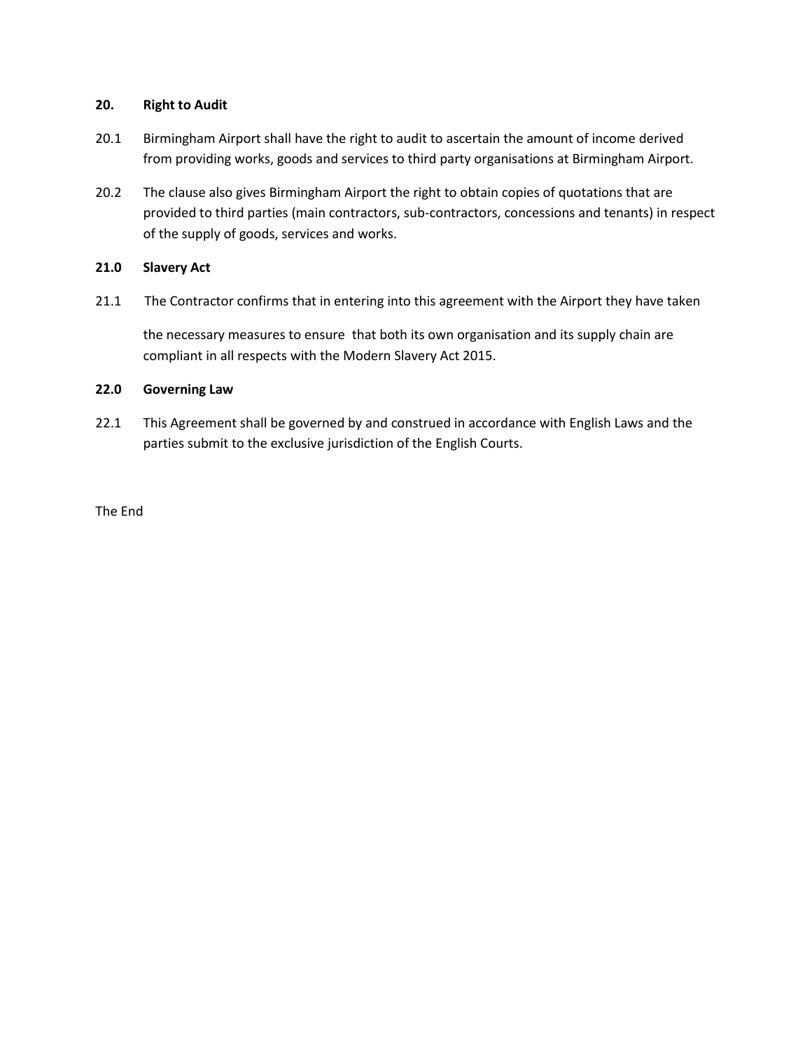**20. Right to Audit**

20.1 Birmingham Airport shall have the right to audit to ascertain the amount of income derived from providing works, goods and services to third party organisations at Birmingham Airport.

20.2 The clause also gives Birmingham Airport the right to obtain copies of quotations that are provided to third parties (main contractors, sub-contractors, concessions and tenants) in respect of the supply of goods, services and works.

**21.0 Slavery Act**

21.1 The Contractor confirms that in entering into this agreement with the Airport they have taken the necessary measures to ensure that both its own organisation and its supply chain are compliant in all respects with the Modern Slavery Act 2015.

**22.0 Governing Law**

22.1 This Agreement shall be governed by and construed in accordance with English Laws and the parties submit to the exclusive jurisdiction of the English Courts.

The End